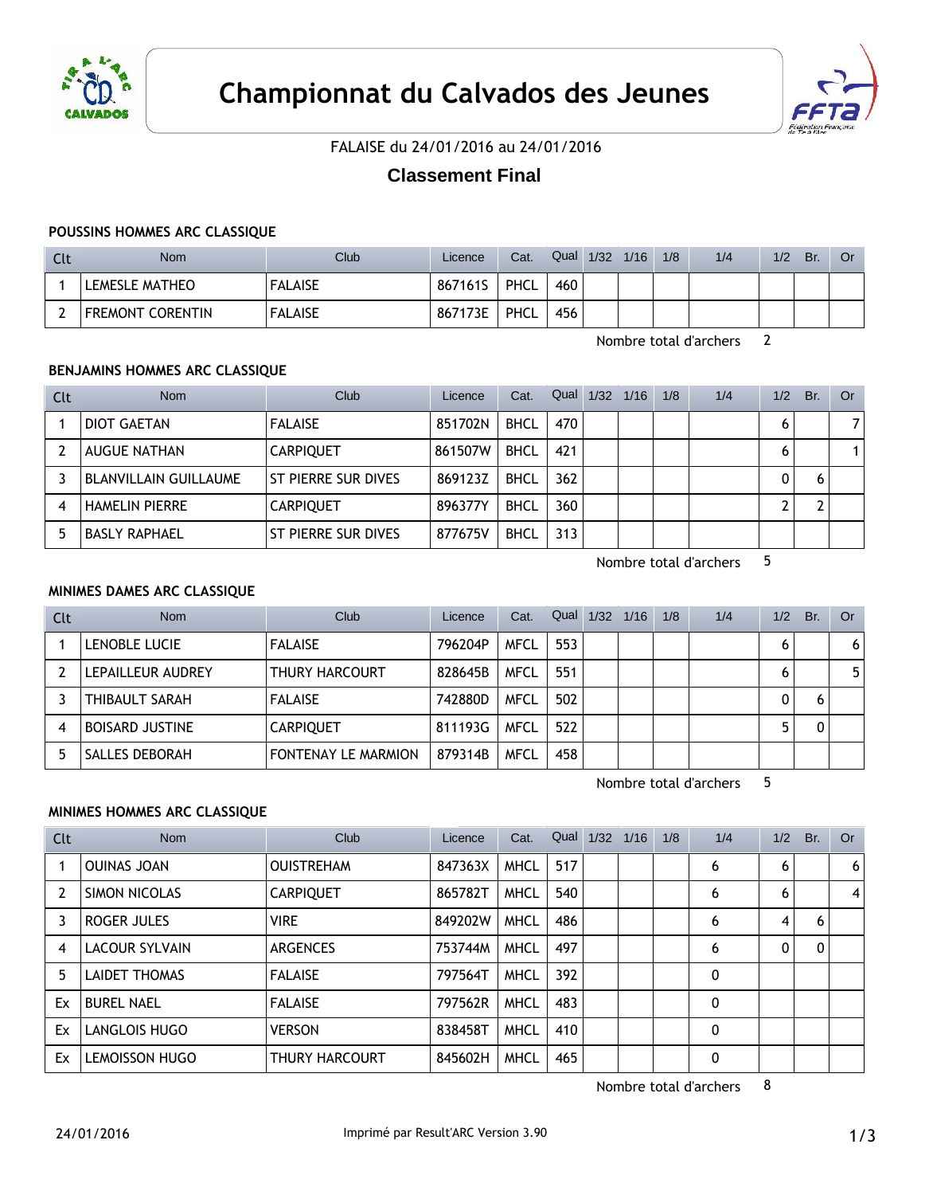# Championnat du Calvados des Jeunes

FALAISE du 24/01/2016 au 24/01/2016

## Classement Final

### POUSSINS HOMMES ARC CLASSIQUE

| Clt | Nom | Club | Licence | Cat. | Qual | 1/32 | 1/16 | 1/8 | 1/4 | 1/2 | Br. | Or |
|---|---|---|---|---|---|---|---|---|---|---|---|---|
| 1 | LEMESLE MATHEO | FALAISE | 867161S | PHCL | 460 | | | | | | | |
| 2 | FREMONT CORENTIN | FALAISE | 867173E | PHCL | 456 | | | | | | | |

Nombre total d'archers 2

### BENJAMINS HOMMES ARC CLASSIQUE

| Clt | Nom | Club | Licence | Cat. | Qual | 1/32 | 1/16 | 1/8 | 1/4 | 1/2 | Br. | Or |
|---|---|---|---|---|---|---|---|---|---|---|---|---|
| 1 | DIOT GAETAN | FALAISE | 851702N | BHCL | 470 | | | | | 6 | | 7 |
| 2 | AUGUE NATHAN | CARPIQUET | 861507W | BHCL | 421 | | | | | 6 | | 1 |
| 3 | BLANVILLAIN GUILLAUME | ST PIERRE SUR DIVES | 869123Z | BHCL | 362 | | | | | 0 | 6 | |
| 4 | HAMELIN PIERRE | CARPIQUET | 896377Y | BHCL | 360 | | | | | 2 | 2 | |
| 5 | BASLY RAPHAEL | ST PIERRE SUR DIVES | 877675V | BHCL | 313 | | | | | | | |

Nombre total d'archers 5

### MINIMES DAMES ARC CLASSIQUE

| Clt | Nom | Club | Licence | Cat. | Qual | 1/32 | 1/16 | 1/8 | 1/4 | 1/2 | Br. | Or |
|---|---|---|---|---|---|---|---|---|---|---|---|---|
| 1 | LENOBLE LUCIE | FALAISE | 796204P | MFCL | 553 | | | | | 6 | | 6 |
| 2 | LEPAILLEUR AUDREY | THURY HARCOURT | 828645B | MFCL | 551 | | | | | 6 | | 5 |
| 3 | THIBAULT SARAH | FALAISE | 742880D | MFCL | 502 | | | | | 0 | 6 | |
| 4 | BOISARD JUSTINE | CARPIQUET | 811193G | MFCL | 522 | | | | | 5 | 0 | |
| 5 | SALLES DEBORAH | FONTENAY LE MARMION | 879314B | MFCL | 458 | | | | | | | |

Nombre total d'archers 5

### MINIMES HOMMES ARC CLASSIQUE

| Clt | Nom | Club | Licence | Cat. | Qual | 1/32 | 1/16 | 1/8 | 1/4 | 1/2 | Br. | Or |
|---|---|---|---|---|---|---|---|---|---|---|---|---|
| 1 | OUINAS JOAN | OUISTREHAM | 847363X | MHCL | 517 | | | | 6 | 6 | | 6 |
| 2 | SIMON NICOLAS | CARPIQUET | 865782T | MHCL | 540 | | | | 6 | 6 | | 4 |
| 3 | ROGER JULES | VIRE | 849202W | MHCL | 486 | | | | 6 | 4 | 6 | |
| 4 | LACOUR SYLVAIN | ARGENCES | 753744M | MHCL | 497 | | | | 6 | 0 | 0 | |
| 5 | LAIDET THOMAS | FALAISE | 797564T | MHCL | 392 | | | | 0 | | | |
| Ex | BUREL NAEL | FALAISE | 797562R | MHCL | 483 | | | | 0 | | | |
| Ex | LANGLOIS HUGO | VERSON | 838458T | MHCL | 410 | | | | 0 | | | |
| Ex | LEMOISSON HUGO | THURY HARCOURT | 845602H | MHCL | 465 | | | | 0 | | | |

Nombre total d'archers 8

24/01/2016 Imprimé par Result'ARC Version 3.90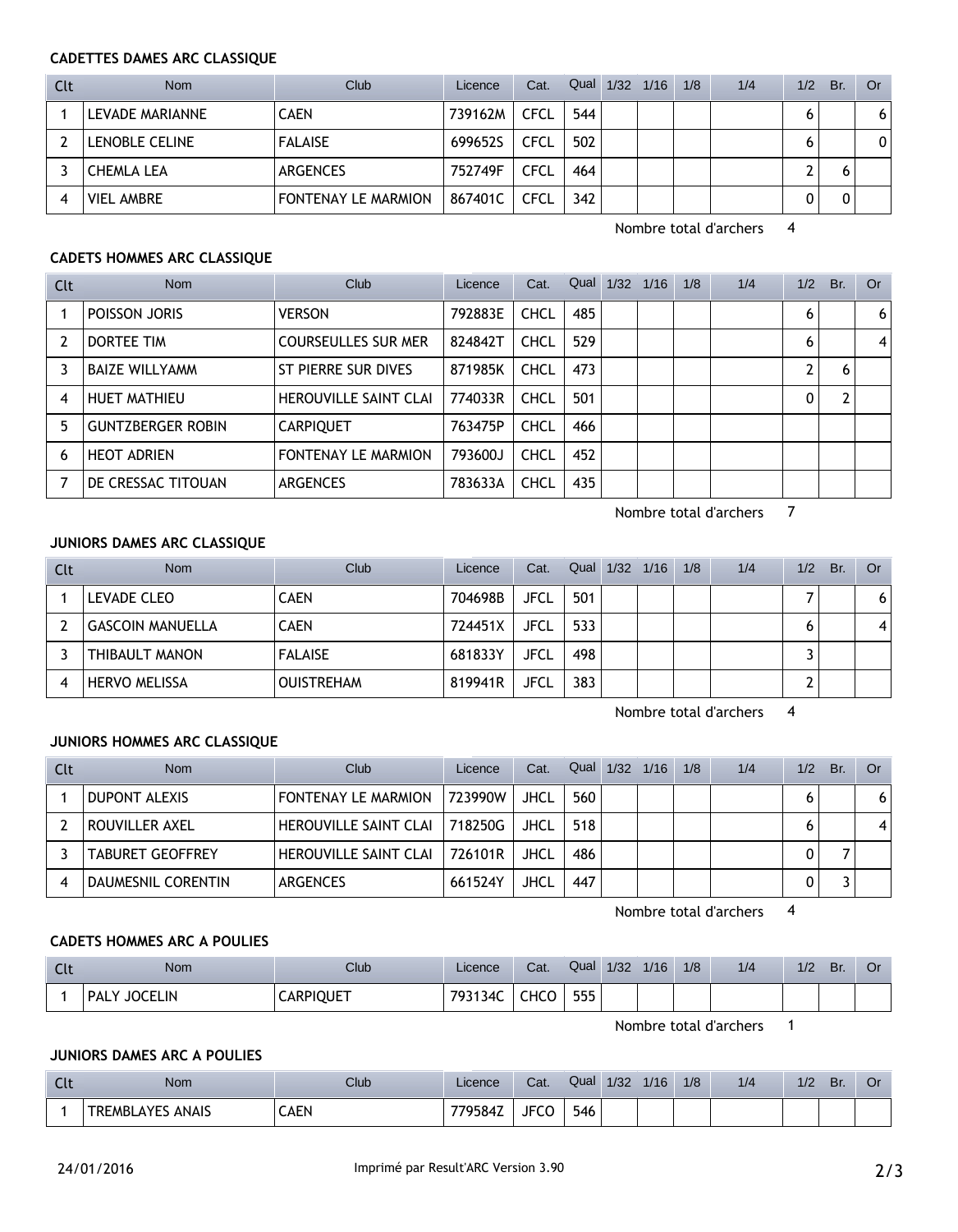### CADETTES DAMES ARC CLASSIQUE

| Clt | Nom | Club | Licence | Cat. | Qual | 1/32 | 1/16 | 1/8 | 1/4 | 1/2 | Br. | Or |
|---|---|---|---|---|---|---|---|---|---|---|---|---|
| 1 | LEVADE MARIANNE | CAEN | 739162M | CFCL | 544 | | | | | 6 | | 6 |
| 2 | LENOBLE CELINE | FALAISE | 699652S | CFCL | 502 | | | | | 6 | | 0 |
| 3 | CHEMLA LEA | ARGENCES | 752749F | CFCL | 464 | | | | | 2 | 6 | |
| 4 | VIEL AMBRE | FONTENAY LE MARMION | 867401C | CFCL | 342 | | | | | 0 | 0 | |

Nombre total d'archers 4

### CADETS HOMMES ARC CLASSIQUE

| Clt | Nom | Club | Licence | Cat. | Qual | 1/32 | 1/16 | 1/8 | 1/4 | 1/2 | Br. | Or |
|---|---|---|---|---|---|---|---|---|---|---|---|---|
| 1 | POISSON JORIS | VERSON | 792883E | CHCL | 485 | | | | | 6 | | 6 |
| 2 | DORTEE TIM | COURSEULLES SUR MER | 824842T | CHCL | 529 | | | | | 6 | | 4 |
| 3 | BAIZE WILLYAMM | ST PIERRE SUR DIVES | 871985K | CHCL | 473 | | | | | 2 | 6 | |
| 4 | HUET MATHIEU | HEROUVILLE SAINT CLAI | 774033R | CHCL | 501 | | | | | 0 | 2 | |
| 5 | GUNTZBERGER ROBIN | CARPIQUET | 763475P | CHCL | 466 | | | | | | | |
| 6 | HEOT ADRIEN | FONTENAY LE MARMION | 793600J | CHCL | 452 | | | | | | | |
| 7 | DE CRESSAC TITOUAN | ARGENCES | 783633A | CHCL | 435 | | | | | | | |

Nombre total d'archers 7

### JUNIORS DAMES ARC CLASSIQUE

| Clt | Nom | Club | Licence | Cat. | Qual | 1/32 | 1/16 | 1/8 | 1/4 | 1/2 | Br. | Or |
|---|---|---|---|---|---|---|---|---|---|---|---|---|
| 1 | LEVADE CLEO | CAEN | 704698B | JFCL | 501 | | | | | 7 | | 6 |
| 2 | GASCOIN MANUELLA | CAEN | 724451X | JFCL | 533 | | | | | 6 | | 4 |
| 3 | THIBAULT MANON | FALAISE | 681833Y | JFCL | 498 | | | | | 3 | | |
| 4 | HERVO MELISSA | OUISTREHAM | 819941R | JFCL | 383 | | | | | 2 | | |

Nombre total d'archers 4

### JUNIORS HOMMES ARC CLASSIQUE

| Clt | Nom | Club | Licence | Cat. | Qual | 1/32 | 1/16 | 1/8 | 1/4 | 1/2 | Br. | Or |
|---|---|---|---|---|---|---|---|---|---|---|---|---|
| 1 | DUPONT ALEXIS | FONTENAY LE MARMION | 723990W | JHCL | 560 | | | | | 6 | | 6 |
| 2 | ROUVILLER AXEL | HEROUVILLE SAINT CLAI | 718250G | JHCL | 518 | | | | | 6 | | 4 |
| 3 | TABURET GEOFFREY | HEROUVILLE SAINT CLAI | 726101R | JHCL | 486 | | | | | 0 | 7 | |
| 4 | DAUMESNIL CORENTIN | ARGENCES | 661524Y | JHCL | 447 | | | | | 0 | 3 | |

Nombre total d'archers 4

### CADETS HOMMES ARC A POULIES

| Clt | Nom | Club | Licence | Cat. | Qual | 1/32 | 1/16 | 1/8 | 1/4 | 1/2 | Br. | Or |
|---|---|---|---|---|---|---|---|---|---|---|---|---|
| 1 | PALY JOCELIN | CARPIQUET | 793134C | CHCO | 555 | | | | | | | |

Nombre total d'archers 1

### JUNIORS DAMES ARC A POULIES

| Clt | Nom | Club | Licence | Cat. | Qual | 1/32 | 1/16 | 1/8 | 1/4 | 1/2 | Br. | Or |
|---|---|---|---|---|---|---|---|---|---|---|---|---|
| 1 | TREMBLAYES ANAIS | CAEN | 779584Z | JFCO | 546 | | | | | | | |

24/01/2016 Imprimé par Result'ARC Version 3.90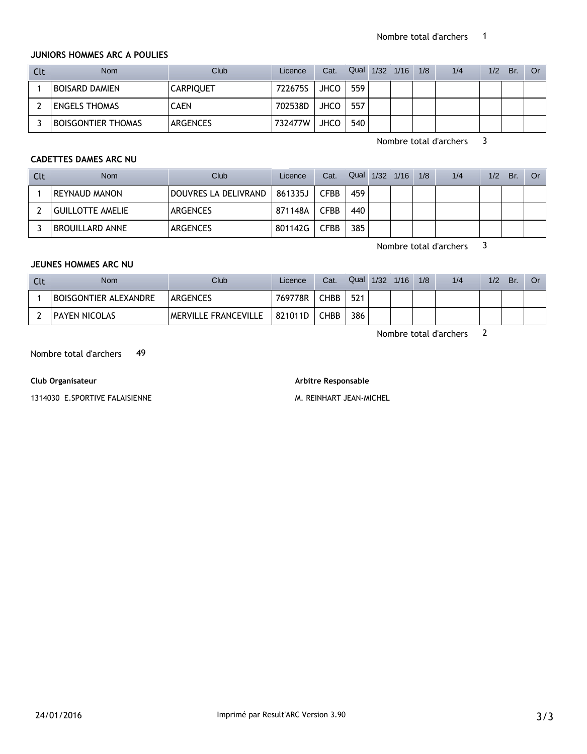Nombre total d'archers 1

### JUNIORS HOMMES ARC A POULIES

| Clt | Nom | Club | Licence | Cat. | Qual | 1/32 | 1/16 | 1/8 | 1/4 | 1/2 | Br. | Or |
|---|---|---|---|---|---|---|---|---|---|---|---|---|
| 1 | BOISARD DAMIEN | CARPIQUET | 722675S | JHCO | 559 | | | | | | | |
| 2 | ENGELS THOMAS | CAEN | 702538D | JHCO | 557 | | | | | | | |
| 3 | BOISGONTIER THOMAS | ARGENCES | 732477W | JHCO | 540 | | | | | | | |

Nombre total d'archers 3

### CADETTES DAMES ARC NU

| Clt | Nom | Club | Licence | Cat. | Qual | 1/32 | 1/16 | 1/8 | 1/4 | 1/2 | Br. | Or |
|---|---|---|---|---|---|---|---|---|---|---|---|---|
| 1 | REYNAUD MANON | DOUVRES LA DELIVRAND | 861335J | CFBB | 459 | | | | | | | |
| 2 | GUILLOTTE AMELIE | ARGENCES | 871148A | CFBB | 440 | | | | | | | |
| 3 | BROUILLARD ANNE | ARGENCES | 801142G | CFBB | 385 | | | | | | | |

Nombre total d'archers 3

### JEUNES HOMMES ARC NU

| Clt | Nom | Club | Licence | Cat. | Qual | 1/32 | 1/16 | 1/8 | 1/4 | 1/2 | Br. | Or |
|---|---|---|---|---|---|---|---|---|---|---|---|---|
| 1 | BOISGONTIER ALEXANDRE | ARGENCES | 769778R | CHBB | 521 | | | | | | | |
| 2 | PAYEN NICOLAS | MERVILLE FRANCEVILLE | 821011D | CHBB | 386 | | | | | | | |

Nombre total d'archers 2

Nombre total d'archers 49

**Club Organisateur**

1314030 E.SPORTIVE FALAISIENNE

**Arbitre Responsable**

M. REINHART JEAN-MICHEL

24/01/2016 Imprimé par Result'ARC Version 3.90